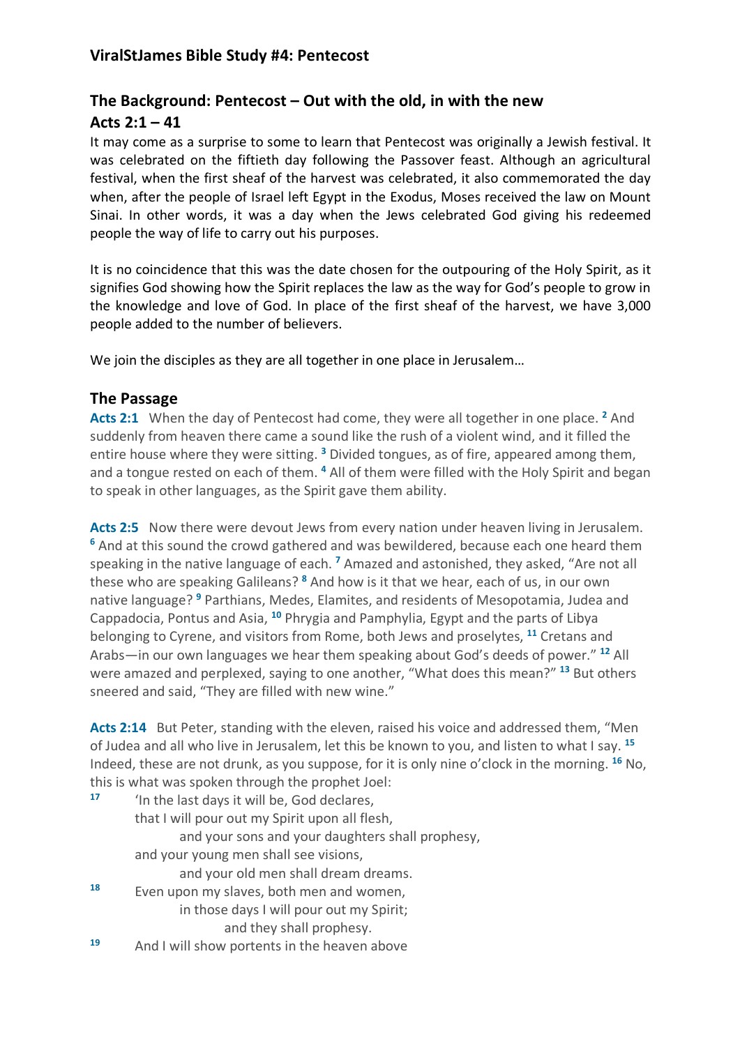## ViralStJames Bible Study #4: Pentecost

## The Background: Pentecost – Out with the old, in with the new
## Acts 2:1 – 41

It may come as a surprise to some to learn that Pentecost was originally a Jewish festival. It was celebrated on the fiftieth day following the Passover feast. Although an agricultural festival, when the first sheaf of the harvest was celebrated, it also commemorated the day when, after the people of Israel left Egypt in the Exodus, Moses received the law on Mount Sinai. In other words, it was a day when the Jews celebrated God giving his redeemed people the way of life to carry out his purposes.

It is no coincidence that this was the date chosen for the outpouring of the Holy Spirit, as it signifies God showing how the Spirit replaces the law as the way for God's people to grow in the knowledge and love of God. In place of the first sheaf of the harvest, we have 3,000 people added to the number of believers.

We join the disciples as they are all together in one place in Jerusalem…

## The Passage

**Acts 2:1** When the day of Pentecost had come, they were all together in one place. [2] And suddenly from heaven there came a sound like the rush of a violent wind, and it filled the entire house where they were sitting. [3] Divided tongues, as of fire, appeared among them, and a tongue rested on each of them. [4] All of them were filled with the Holy Spirit and began to speak in other languages, as the Spirit gave them ability.

**Acts 2:5** Now there were devout Jews from every nation under heaven living in Jerusalem. [6] And at this sound the crowd gathered and was bewildered, because each one heard them speaking in the native language of each. [7] Amazed and astonished, they asked, "Are not all these who are speaking Galileans? [8] And how is it that we hear, each of us, in our own native language? [9] Parthians, Medes, Elamites, and residents of Mesopotamia, Judea and Cappadocia, Pontus and Asia, [10] Phrygia and Pamphylia, Egypt and the parts of Libya belonging to Cyrene, and visitors from Rome, both Jews and proselytes, [11] Cretans and Arabs—in our own languages we hear them speaking about God's deeds of power." [12] All were amazed and perplexed, saying to one another, "What does this mean?" [13] But others sneered and said, "They are filled with new wine."

**Acts 2:14** But Peter, standing with the eleven, raised his voice and addressed them, "Men of Judea and all who live in Jerusalem, let this be known to you, and listen to what I say. [15] Indeed, these are not drunk, as you suppose, for it is only nine o'clock in the morning. [16] No, this is what was spoken through the prophet Joel:

[17] 'In the last days it will be, God declares,
that I will pour out my Spirit upon all flesh,
and your sons and your daughters shall prophesy,
and your young men shall see visions,
and your old men shall dream dreams.
[18] Even upon my slaves, both men and women,
in those days I will pour out my Spirit;
and they shall prophesy.
[19] And I will show portents in the heaven above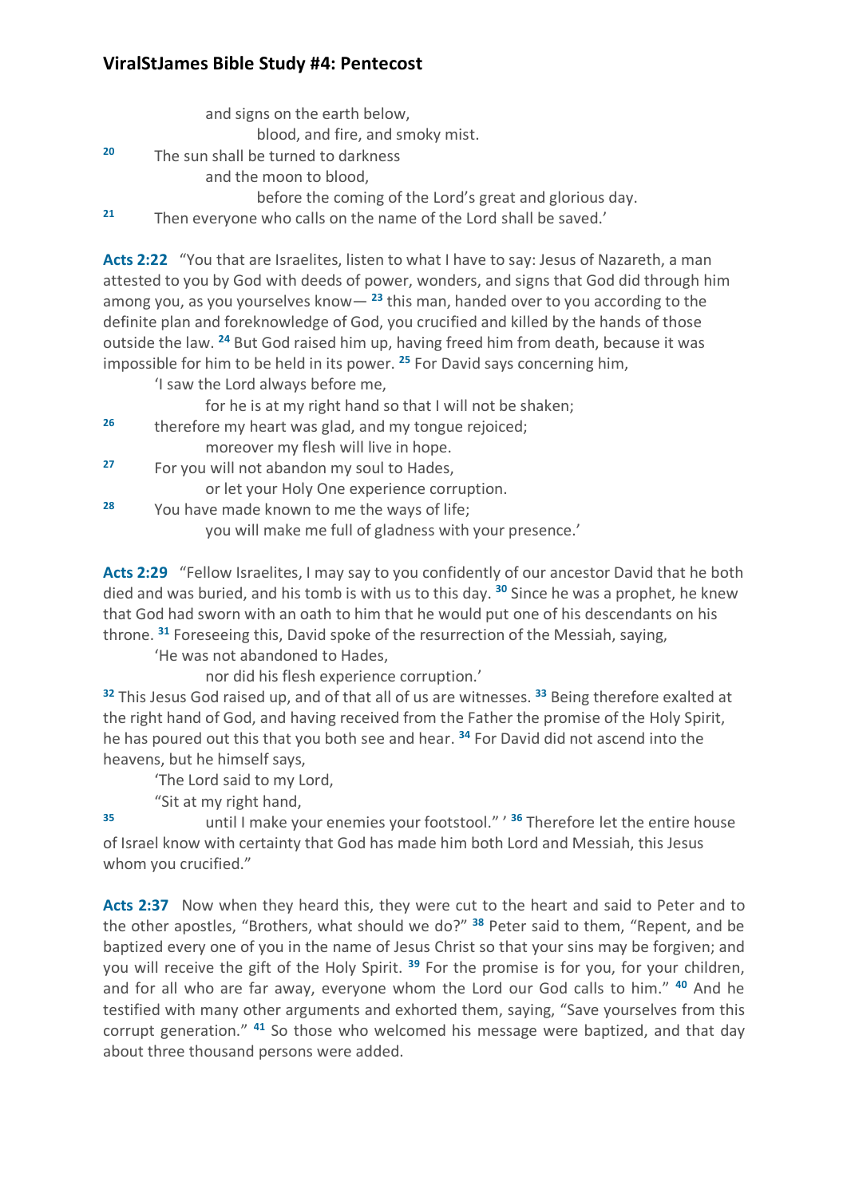and signs on the earth below,
blood, and fire, and smoky mist.
[20] The sun shall be turned to darkness
and the moon to blood,
before the coming of the Lord's great and glorious day.
[21] Then everyone who calls on the name of the Lord shall be saved.'

**Acts 2:22** "You that are Israelites, listen to what I have to say: Jesus of Nazareth, a man attested to you by God with deeds of power, wonders, and signs that God did through him among you, as you yourselves know— [23] this man, handed over to you according to the definite plan and foreknowledge of God, you crucified and killed by the hands of those outside the law. [24] But God raised him up, having freed him from death, because it was impossible for him to be held in its power. [25] For David says concerning him,

'I saw the Lord always before me,
for he is at my right hand so that I will not be shaken;
[26] therefore my heart was glad, and my tongue rejoiced;
moreover my flesh will live in hope.
[27] For you will not abandon my soul to Hades,
or let your Holy One experience corruption.
[28] You have made known to me the ways of life;
you will make me full of gladness with your presence.'

**Acts 2:29** "Fellow Israelites, I may say to you confidently of our ancestor David that he both died and was buried, and his tomb is with us to this day. [30] Since he was a prophet, he knew that God had sworn with an oath to him that he would put one of his descendants on his throne. [31] Foreseeing this, David spoke of the resurrection of the Messiah, saying,

'He was not abandoned to Hades,
nor did his flesh experience corruption.'

[32] This Jesus God raised up, and of that all of us are witnesses. [33] Being therefore exalted at the right hand of God, and having received from the Father the promise of the Holy Spirit, he has poured out this that you both see and hear. [34] For David did not ascend into the heavens, but he himself says,

'The Lord said to my Lord,
"Sit at my right hand,
[35] until I make your enemies your footstool." ' [36] Therefore let the entire house of Israel know with certainty that God has made him both Lord and Messiah, this Jesus whom you crucified."

**Acts 2:37** Now when they heard this, they were cut to the heart and said to Peter and to the other apostles, "Brothers, what should we do?" [38] Peter said to them, "Repent, and be baptized every one of you in the name of Jesus Christ so that your sins may be forgiven; and you will receive the gift of the Holy Spirit. [39] For the promise is for you, for your children, and for all who are far away, everyone whom the Lord our God calls to him." [40] And he testified with many other arguments and exhorted them, saying, "Save yourselves from this corrupt generation." [41] So those who welcomed his message were baptized, and that day about three thousand persons were added.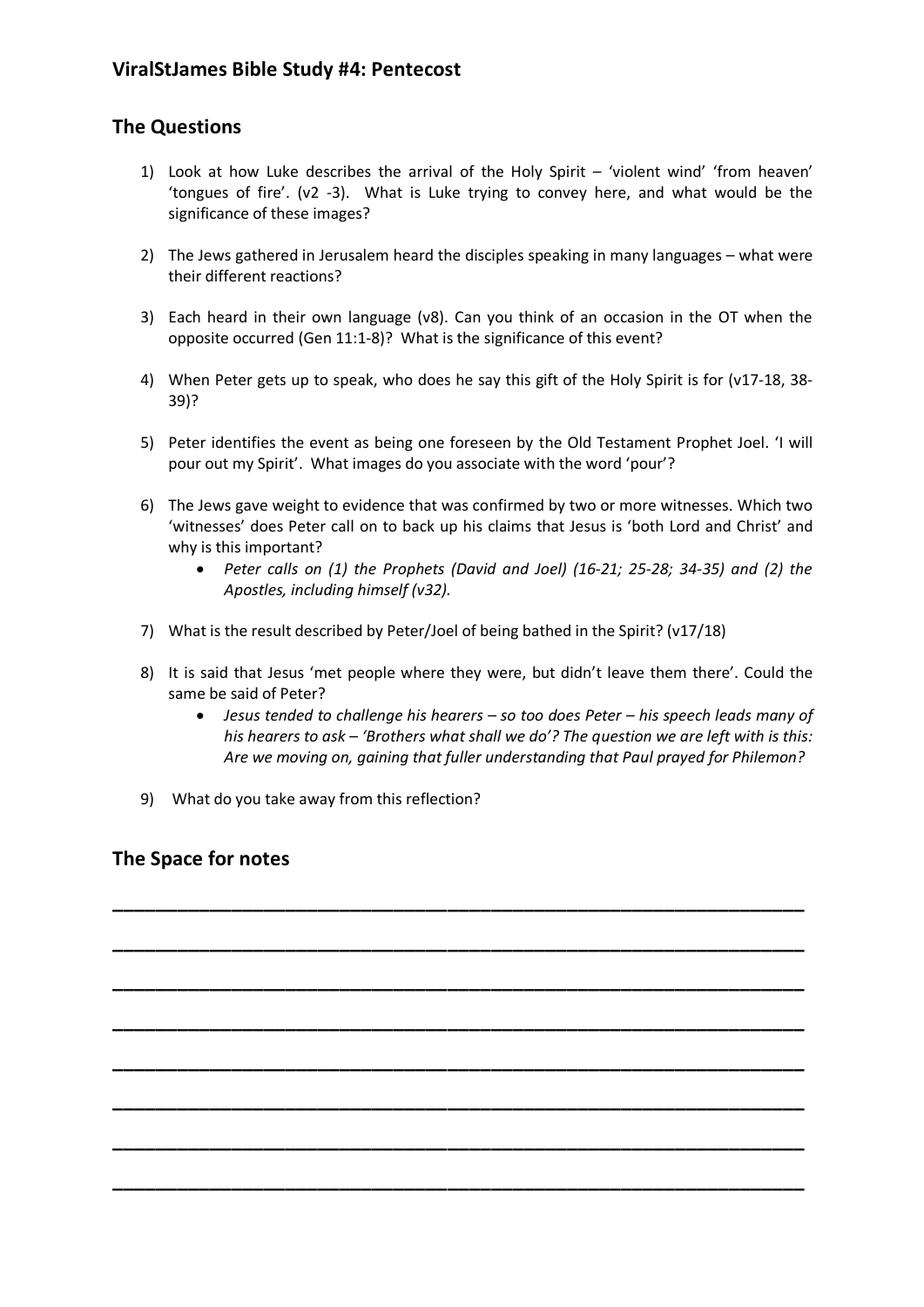## ViralStJames Bible Study #4: Pentecost

## The Questions

1) Look at how Luke describes the arrival of the Holy Spirit – 'violent wind' 'from heaven' 'tongues of fire'. (v2 -3). What is Luke trying to convey here, and what would be the significance of these images?

2) The Jews gathered in Jerusalem heard the disciples speaking in many languages – what were their different reactions?

3) Each heard in their own language (v8). Can you think of an occasion in the OT when the opposite occurred (Gen 11:1-8)? What is the significance of this event?

4) When Peter gets up to speak, who does he say this gift of the Holy Spirit is for (v17-18, 38-39)?

5) Peter identifies the event as being one foreseen by the Old Testament Prophet Joel. 'I will pour out my Spirit'. What images do you associate with the word 'pour'?

6) The Jews gave weight to evidence that was confirmed by two or more witnesses. Which two 'witnesses' does Peter call on to back up his claims that Jesus is 'both Lord and Christ' and why is this important?
   - *Peter calls on (1) the Prophets (David and Joel) (16-21; 25-28; 34-35) and (2) the Apostles, including himself (v32).*

7) What is the result described by Peter/Joel of being bathed in the Spirit? (v17/18)

8) It is said that Jesus 'met people where they were, but didn't leave them there'. Could the same be said of Peter?
   - *Jesus tended to challenge his hearers – so too does Peter – his speech leads many of his hearers to ask – 'Brothers what shall we do'? The question we are left with is this: Are we moving on, gaining that fuller understanding that Paul prayed for Philemon?*

9) What do you take away from this reflection?

## The Space for notes

___________________________________________________________________

___________________________________________________________________

___________________________________________________________________

___________________________________________________________________

___________________________________________________________________

___________________________________________________________________

___________________________________________________________________

___________________________________________________________________